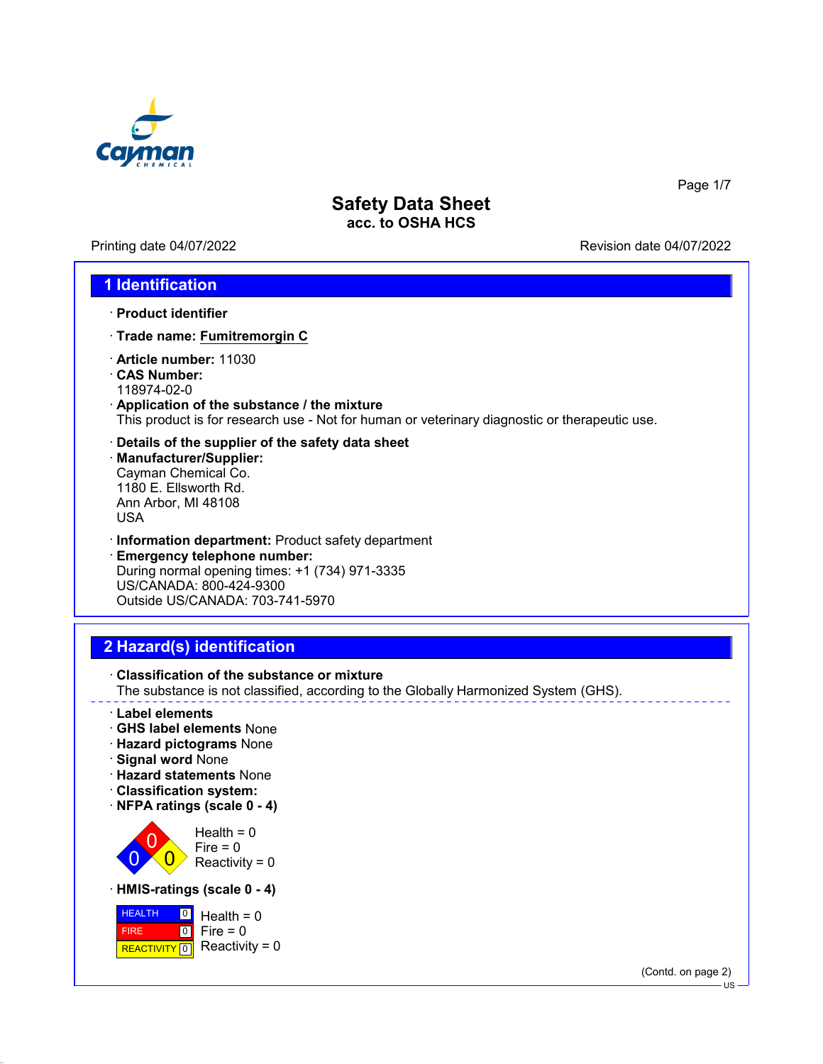# Safety Data Sheet
**acc. to OSHA HCS**

Printing date 04/07/2022 | Revision date 04/07/2022

## 1 Identification

· **Product identifier**

· **Trade name: Fumitremorgin C**

· **Article number:** 11030
· **CAS Number:**
118974-02-0
· **Application of the substance / the mixture**
This product is for research use - Not for human or veterinary diagnostic or therapeutic use.

· **Details of the supplier of the safety data sheet**
· **Manufacturer/Supplier:**
Cayman Chemical Co.
1180 E. Ellsworth Rd.
Ann Arbor, MI 48108
USA

· **Information department:** Product safety department
· **Emergency telephone number:**
During normal opening times: +1 (734) 971-3335
US/CANADA: 800-424-9300
Outside US/CANADA: 703-741-5970

## 2 Hazard(s) identification

· **Classification of the substance or mixture**
The substance is not classified, according to the Globally Harmonized System (GHS).

· **Label elements**
· **GHS label elements** None
· **Hazard pictograms** None
· **Signal word** None
· **Hazard statements** None
· **Classification system:**
· **NFPA ratings (scale 0 - 4)**

Health = 0
Fire = 0
Reactivity = 0

· **HMIS-ratings (scale 0 - 4)**

| HMIS | Rating |
|---|---|
| HEALTH | 0 |
| FIRE | 0 |
| REACTIVITY | 0 |

Health = 0
Fire = 0
Reactivity = 0

(Contd. on page 2)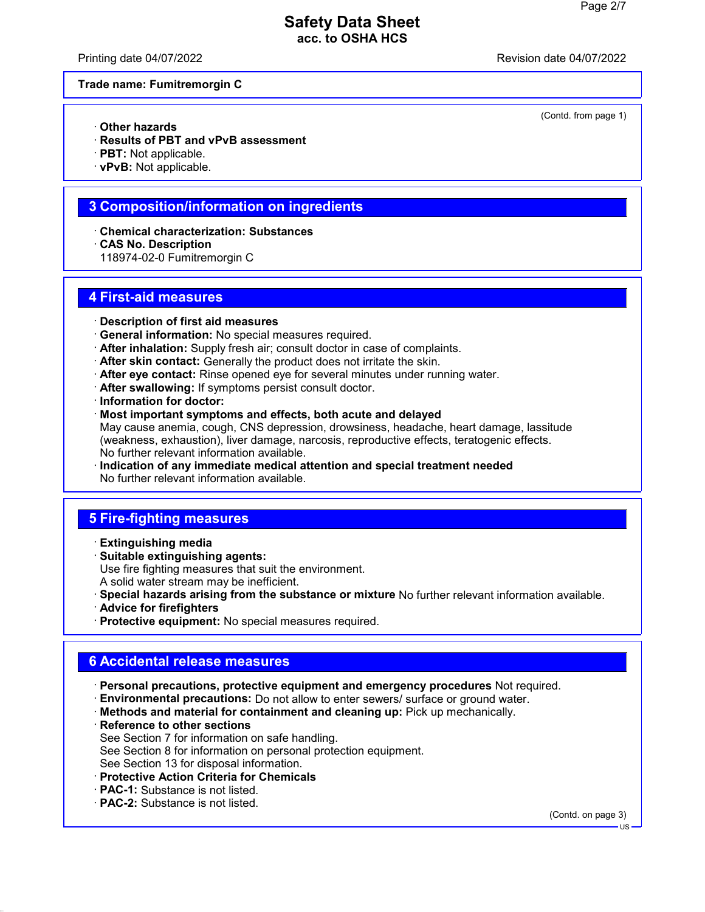**Trade name: Fumitremorgin C**

(Contd. from page 1)

· **Other hazards**
· **Results of PBT and vPvB assessment**
· **PBT:** Not applicable.
· **vPvB:** Not applicable.

## 3 Composition/information on ingredients

· **Chemical characterization: Substances**
· **CAS No. Description**
118974-02-0 Fumitremorgin C

## 4 First-aid measures

· **Description of first aid measures**
· **General information:** No special measures required.
· **After inhalation:** Supply fresh air; consult doctor in case of complaints.
· **After skin contact:** Generally the product does not irritate the skin.
· **After eye contact:** Rinse opened eye for several minutes under running water.
· **After swallowing:** If symptoms persist consult doctor.
· **Information for doctor:**
· **Most important symptoms and effects, both acute and delayed**
May cause anemia, cough, CNS depression, drowsiness, headache, heart damage, lassitude (weakness, exhaustion), liver damage, narcosis, reproductive effects, teratogenic effects.
No further relevant information available.
· **Indication of any immediate medical attention and special treatment needed**
No further relevant information available.

## 5 Fire-fighting measures

· **Extinguishing media**
· **Suitable extinguishing agents:**
Use fire fighting measures that suit the environment.
A solid water stream may be inefficient.
· **Special hazards arising from the substance or mixture** No further relevant information available.
· **Advice for firefighters**
· **Protective equipment:** No special measures required.

## 6 Accidental release measures

· **Personal precautions, protective equipment and emergency procedures** Not required.
· **Environmental precautions:** Do not allow to enter sewers/ surface or ground water.
· **Methods and material for containment and cleaning up:** Pick up mechanically.
· **Reference to other sections**
See Section 7 for information on safe handling.
See Section 8 for information on personal protection equipment.
See Section 13 for disposal information.
· **Protective Action Criteria for Chemicals**
· **PAC-1:** Substance is not listed.
· **PAC-2:** Substance is not listed.

(Contd. on page 3)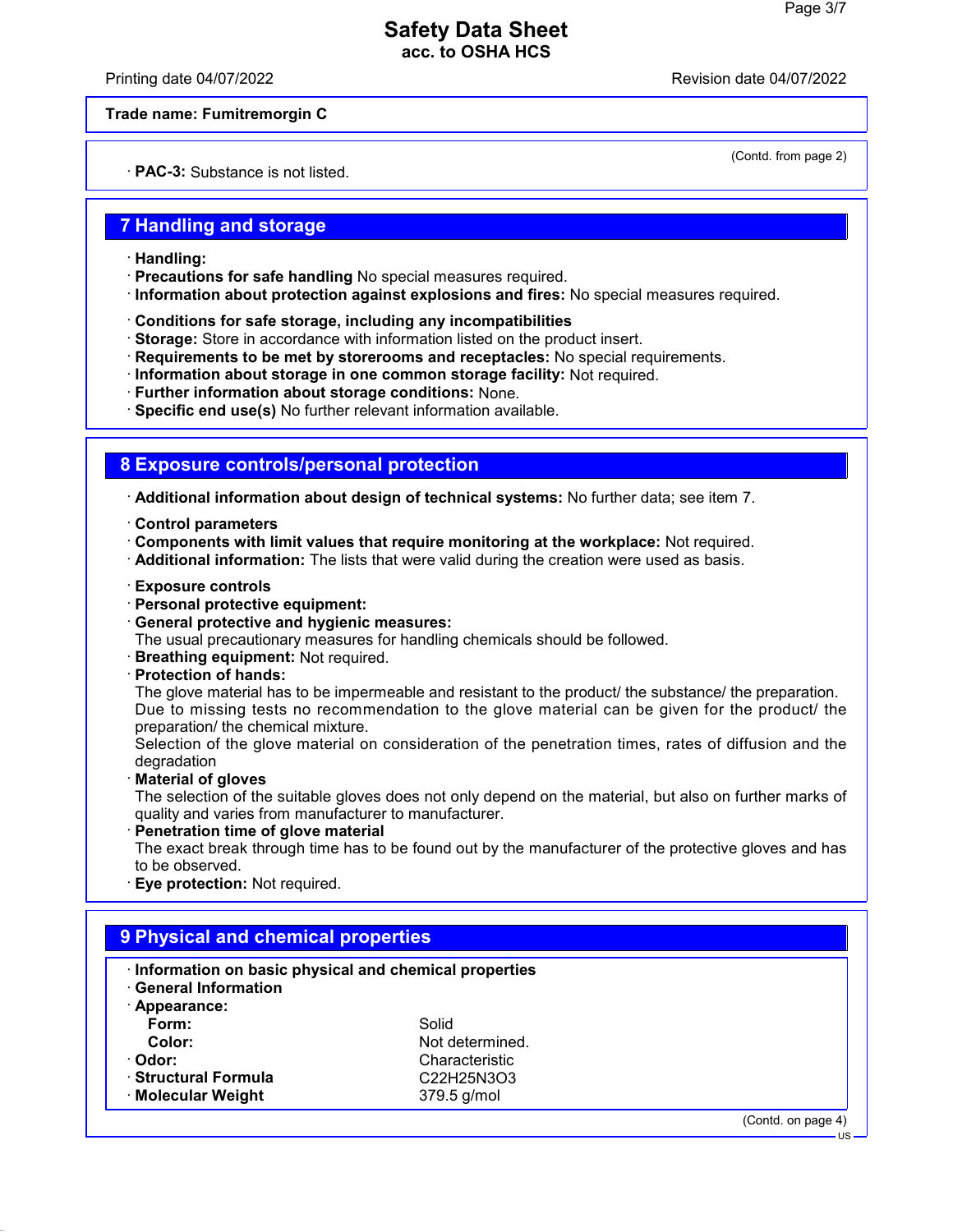**Trade name: Fumitremorgin C**

(Contd. from page 2)

· **PAC-3:** Substance is not listed.

## 7 Handling and storage

· **Handling:**
· **Precautions for safe handling** No special measures required.
· **Information about protection against explosions and fires:** No special measures required.

· **Conditions for safe storage, including any incompatibilities**
· **Storage:** Store in accordance with information listed on the product insert.
· **Requirements to be met by storerooms and receptacles:** No special requirements.
· **Information about storage in one common storage facility:** Not required.
· **Further information about storage conditions:** None.
· **Specific end use(s)** No further relevant information available.

## 8 Exposure controls/personal protection

· **Additional information about design of technical systems:** No further data; see item 7.

· **Control parameters**
· **Components with limit values that require monitoring at the workplace:** Not required.
· **Additional information:** The lists that were valid during the creation were used as basis.

· **Exposure controls**
· **Personal protective equipment:**
· **General protective and hygienic measures:**
The usual precautionary measures for handling chemicals should be followed.
· **Breathing equipment:** Not required.
· **Protection of hands:**
The glove material has to be impermeable and resistant to the product/ the substance/ the preparation.
Due to missing tests no recommendation to the glove material can be given for the product/ the preparation/ the chemical mixture.
Selection of the glove material on consideration of the penetration times, rates of diffusion and the degradation
· **Material of gloves**
The selection of the suitable gloves does not only depend on the material, but also on further marks of quality and varies from manufacturer to manufacturer.
· **Penetration time of glove material**
The exact break through time has to be found out by the manufacturer of the protective gloves and has to be observed.
· **Eye protection:** Not required.

## 9 Physical and chemical properties

· **Information on basic physical and chemical properties**
· **General Information**
· **Appearance:**

| | |
|---|---|
| **Form:** | Solid |
| **Color:** | Not determined. |
| · **Odor:** | Characteristic |
| · **Structural Formula** | $C_{22}H_{25}N_3O_3$ |
| · **Molecular Weight** | 379.5 g/mol |

(Contd. on page 4)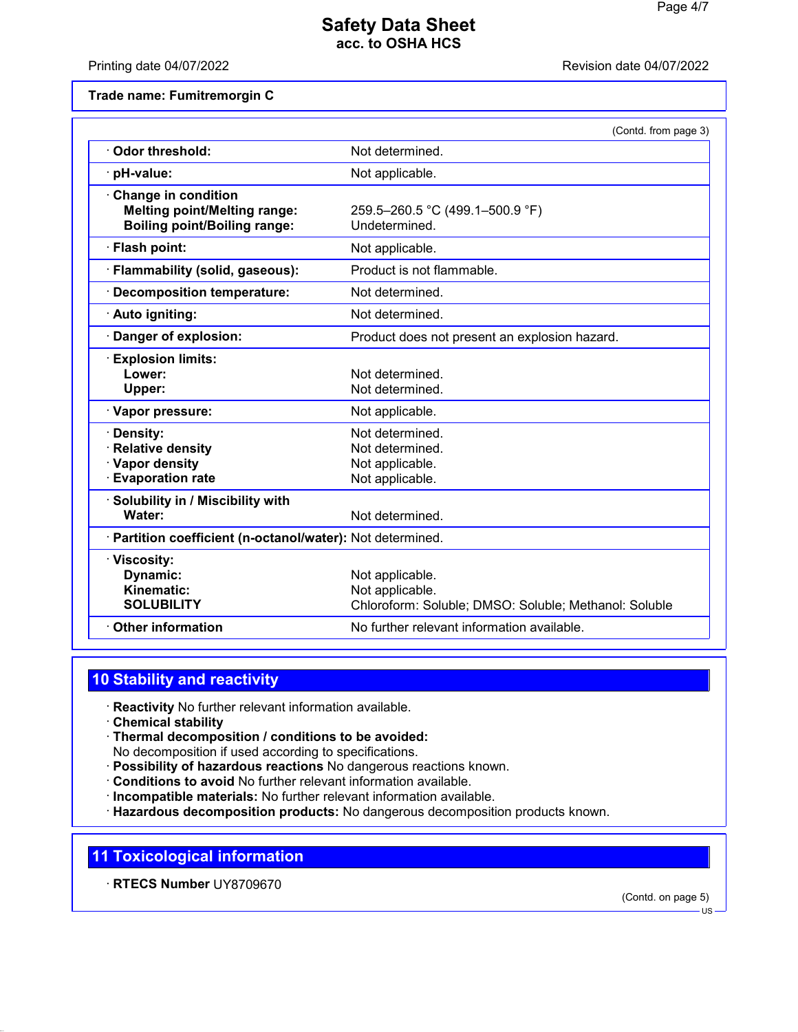**Trade name: Fumitremorgin C**

(Contd. from page 3)

| | |
|---|---|
| · **Odor threshold:** | Not determined. |
| · **pH-value:** | Not applicable. |
| · **Change in condition** | |
| **Melting point/Melting range:** | 259.5–260.5 °C (499.1–500.9 °F) |
| **Boiling point/Boiling range:** | Undetermined. |
| · **Flash point:** | Not applicable. |
| · **Flammability (solid, gaseous):** | Product is not flammable. |
| · **Decomposition temperature:** | Not determined. |
| · **Auto igniting:** | Not determined. |
| · **Danger of explosion:** | Product does not present an explosion hazard. |
| · **Explosion limits:** | |
| **Lower:** | Not determined. |
| **Upper:** | Not determined. |
| · **Vapor pressure:** | Not applicable. |
| · **Density:** | Not determined. |
| · **Relative density** | Not determined. |
| · **Vapor density** | Not applicable. |
| · **Evaporation rate** | Not applicable. |
| · **Solubility in / Miscibility with** | |
| **Water:** | Not determined. |
| · **Partition coefficient (n-octanol/water):** | Not determined. |
| · **Viscosity:** | |
| **Dynamic:** | Not applicable. |
| **Kinematic:** | Not applicable. |
| **SOLUBILITY** | Chloroform: Soluble; DMSO: Soluble; Methanol: Soluble |
| · **Other information** | No further relevant information available. |

## 10 Stability and reactivity

· **Reactivity** No further relevant information available.
· **Chemical stability**
· **Thermal decomposition / conditions to be avoided:**
No decomposition if used according to specifications.
· **Possibility of hazardous reactions** No dangerous reactions known.
· **Conditions to avoid** No further relevant information available.
· **Incompatible materials:** No further relevant information available.
· **Hazardous decomposition products:** No dangerous decomposition products known.

## 11 Toxicological information

· **RTECS Number** UY8709670

(Contd. on page 5)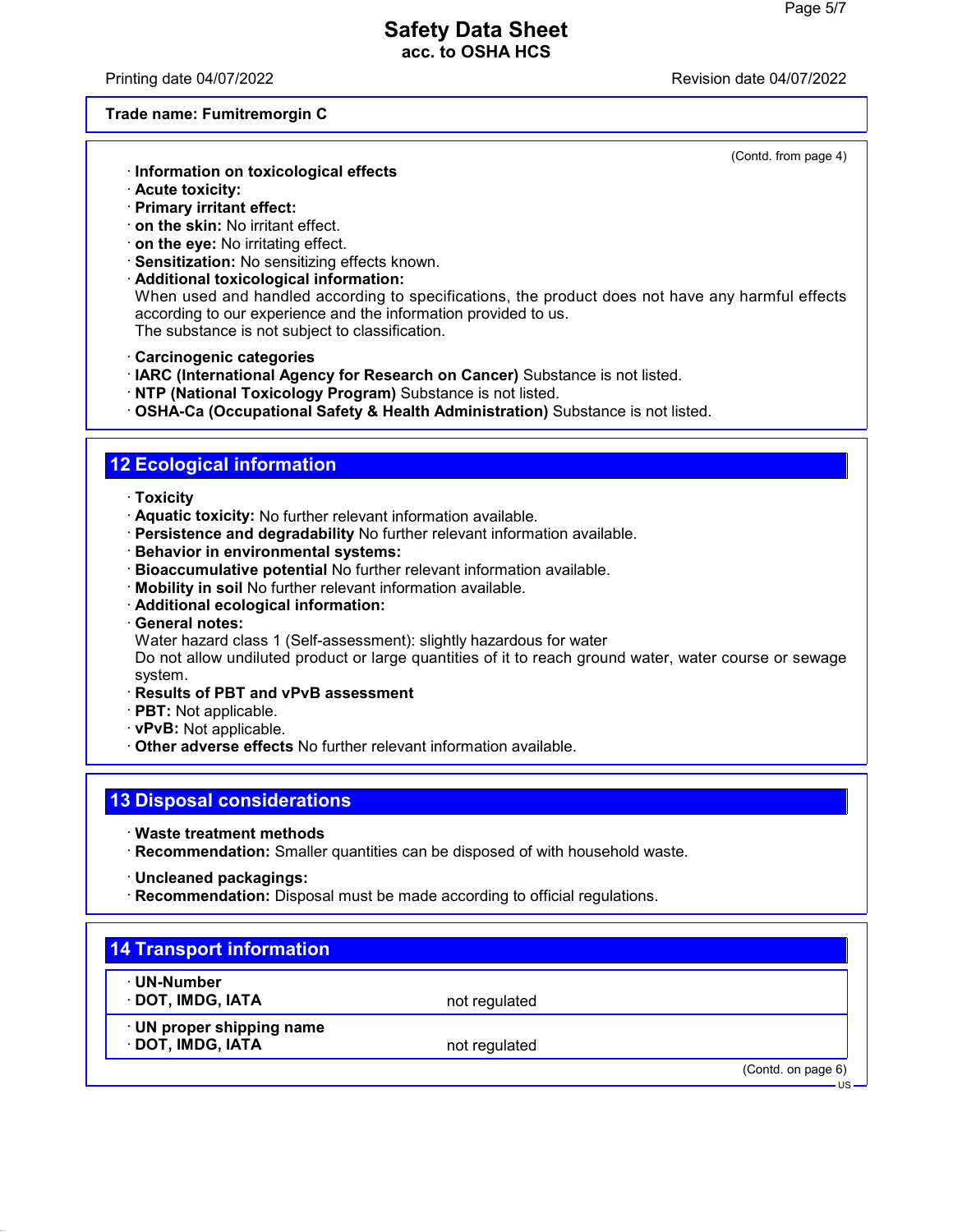**Trade name: Fumitremorgin C**

(Contd. from page 4)

· **Information on toxicological effects**
· **Acute toxicity:**
· **Primary irritant effect:**
· **on the skin:** No irritant effect.
· **on the eye:** No irritating effect.
· **Sensitization:** No sensitizing effects known.
· **Additional toxicological information:**
When used and handled according to specifications, the product does not have any harmful effects according to our experience and the information provided to us.
The substance is not subject to classification.

· **Carcinogenic categories**
· **IARC (International Agency for Research on Cancer)** Substance is not listed.
· **NTP (National Toxicology Program)** Substance is not listed.
· **OSHA-Ca (Occupational Safety & Health Administration)** Substance is not listed.

## 12 Ecological information

· **Toxicity**
· **Aquatic toxicity:** No further relevant information available.
· **Persistence and degradability** No further relevant information available.
· **Behavior in environmental systems:**
· **Bioaccumulative potential** No further relevant information available.
· **Mobility in soil** No further relevant information available.
· **Additional ecological information:**
· **General notes:**
Water hazard class 1 (Self-assessment): slightly hazardous for water
Do not allow undiluted product or large quantities of it to reach ground water, water course or sewage system.
· **Results of PBT and vPvB assessment**
· **PBT:** Not applicable.
· **vPvB:** Not applicable.
· **Other adverse effects** No further relevant information available.

## 13 Disposal considerations

· **Waste treatment methods**
· **Recommendation:** Smaller quantities can be disposed of with household waste.

· **Uncleaned packagings:**
· **Recommendation:** Disposal must be made according to official regulations.

## 14 Transport information

| · **UN-Number** | |
|---|---|
| · **DOT, IMDG, IATA** | not regulated |
| · **UN proper shipping name** | |
| · **DOT, IMDG, IATA** | not regulated |

(Contd. on page 6)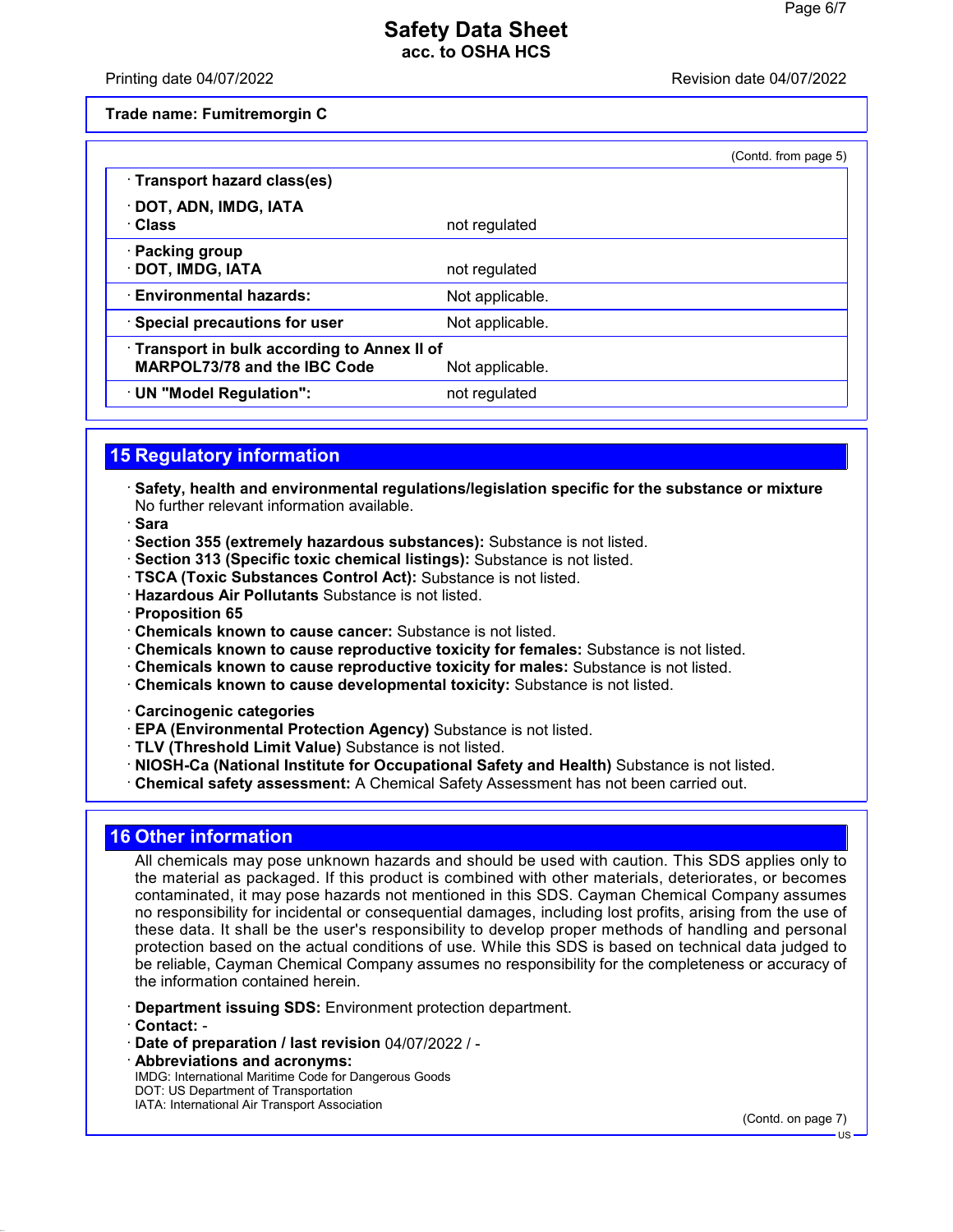**Trade name: Fumitremorgin C**

(Contd. from page 5)

| | |
|---|---|
| · **Transport hazard class(es)** | |
| · **DOT, ADN, IMDG, IATA** · **Class** | not regulated |
| · **Packing group** · **DOT, IMDG, IATA** | not regulated |
| · **Environmental hazards:** | Not applicable. |
| · **Special precautions for user** | Not applicable. |
| · **Transport in bulk according to Annex II of MARPOL73/78 and the IBC Code** | Not applicable. |
| · **UN "Model Regulation":** | not regulated |

## 15 Regulatory information

· **Safety, health and environmental regulations/legislation specific for the substance or mixture**
No further relevant information available.

· **Sara**
· **Section 355 (extremely hazardous substances):** Substance is not listed.
· **Section 313 (Specific toxic chemical listings):** Substance is not listed.
· **TSCA (Toxic Substances Control Act):** Substance is not listed.
· **Hazardous Air Pollutants** Substance is not listed.
· **Proposition 65**
· **Chemicals known to cause cancer:** Substance is not listed.
· **Chemicals known to cause reproductive toxicity for females:** Substance is not listed.
· **Chemicals known to cause reproductive toxicity for males:** Substance is not listed.
· **Chemicals known to cause developmental toxicity:** Substance is not listed.

· **Carcinogenic categories**
· **EPA (Environmental Protection Agency)** Substance is not listed.
· **TLV (Threshold Limit Value)** Substance is not listed.
· **NIOSH-Ca (National Institute for Occupational Safety and Health)** Substance is not listed.
· **Chemical safety assessment:** A Chemical Safety Assessment has not been carried out.

## 16 Other information

All chemicals may pose unknown hazards and should be used with caution. This SDS applies only to the material as packaged. If this product is combined with other materials, deteriorates, or becomes contaminated, it may pose hazards not mentioned in this SDS. Cayman Chemical Company assumes no responsibility for incidental or consequential damages, including lost profits, arising from the use of these data. It shall be the user's responsibility to develop proper methods of handling and personal protection based on the actual conditions of use. While this SDS is based on technical data judged to be reliable, Cayman Chemical Company assumes no responsibility for the completeness or accuracy of the information contained herein.

· **Department issuing SDS:** Environment protection department.
· **Contact:** -
· **Date of preparation / last revision** 04/07/2022 / -
· **Abbreviations and acronyms:**
IMDG: International Maritime Code for Dangerous Goods
DOT: US Department of Transportation
IATA: International Air Transport Association

(Contd. on page 7)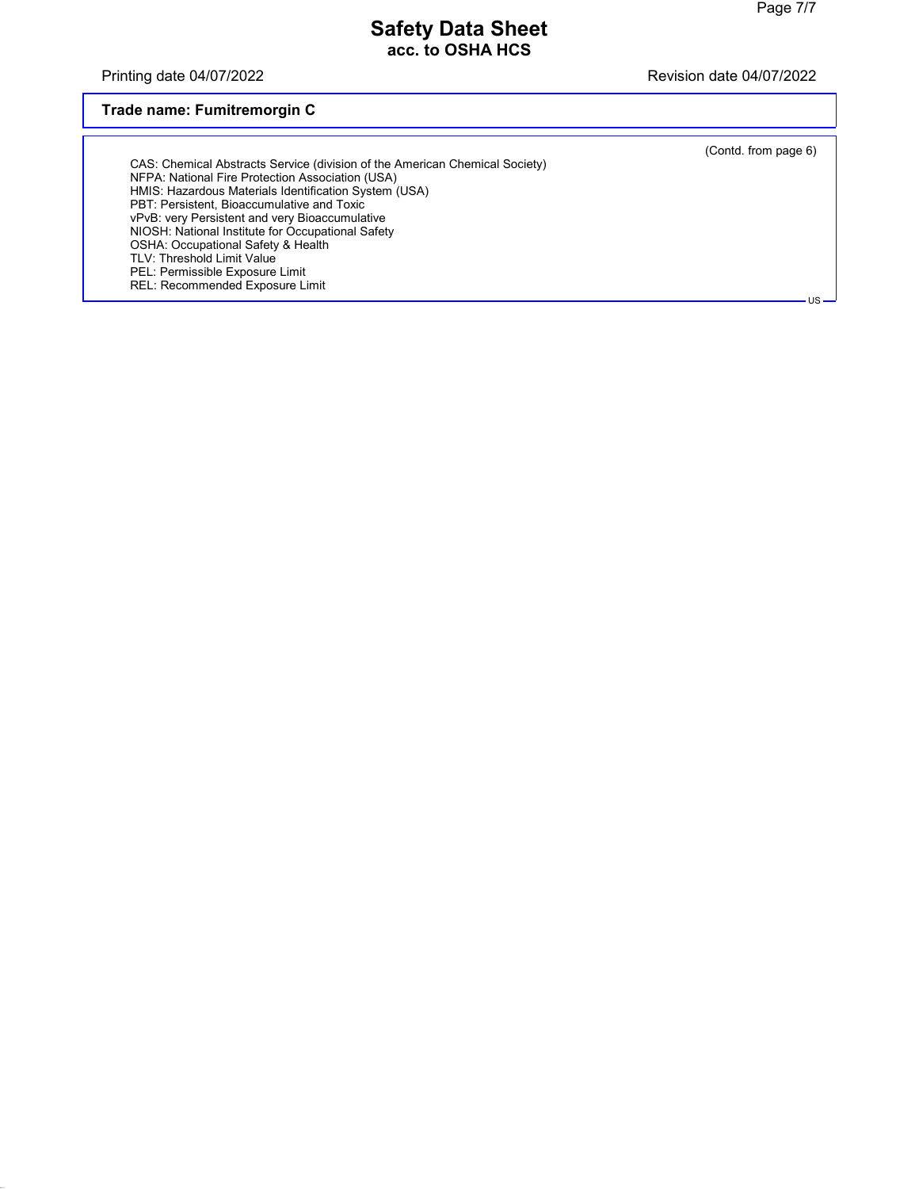**Trade name: Fumitremorgin C**

(Contd. from page 6)

CAS: Chemical Abstracts Service (division of the American Chemical Society)
NFPA: National Fire Protection Association (USA)
HMIS: Hazardous Materials Identification System (USA)
PBT: Persistent, Bioaccumulative and Toxic
vPvB: very Persistent and very Bioaccumulative
NIOSH: National Institute for Occupational Safety
OSHA: Occupational Safety & Health
TLV: Threshold Limit Value
PEL: Permissible Exposure Limit
REL: Recommended Exposure Limit